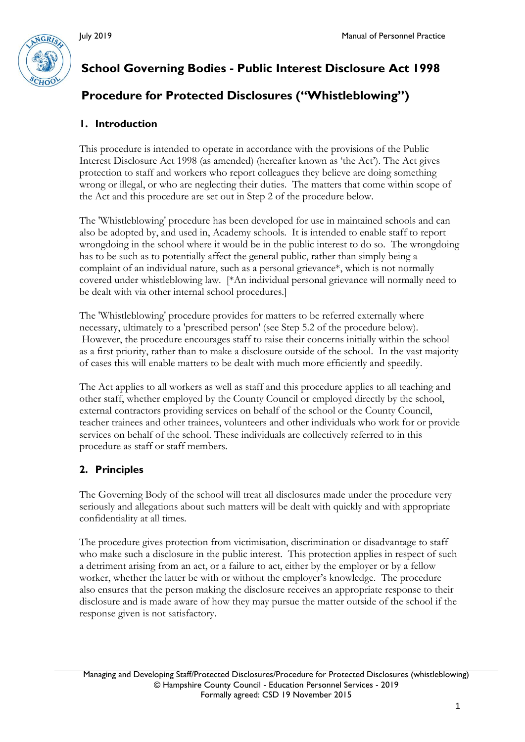# School Governing Bodies - Public Interest Disclosure Act 1998

# Procedure for Protected Disclosures ("Whistleblowing")

## 1. Introduction

This procedure is intended to operate in accordance with the provisions of the Public Interest Disclosure Act 1998 (as amended) (hereafter known as 'the Act'). The Act gives protection to staff and workers who report colleagues they believe are doing something wrong or illegal, or who are neglecting their duties. The matters that come within scope of the Act and this procedure are set out in Step 2 of the procedure below.

The 'Whistleblowing' procedure has been developed for use in maintained schools and can also be adopted by, and used in, Academy schools. It is intended to enable staff to report wrongdoing in the school where it would be in the public interest to do so. The wrongdoing has to be such as to potentially affect the general public, rather than simply being a complaint of an individual nature, such as a personal grievance*, which is not normally covered under whistleblowing law. [*An individual personal grievance will normally need to be dealt with via other internal school procedures.]

The 'Whistleblowing' procedure provides for matters to be referred externally where necessary, ultimately to a 'prescribed person' (see Step 5.2 of the procedure below). However, the procedure encourages staff to raise their concerns initially within the school as a first priority, rather than to make a disclosure outside of the school. In the vast majority of cases this will enable matters to be dealt with much more efficiently and speedily.

The Act applies to all workers as well as staff and this procedure applies to all teaching and other staff, whether employed by the County Council or employed directly by the school, external contractors providing services on behalf of the school or the County Council, teacher trainees and other trainees, volunteers and other individuals who work for or provide services on behalf of the school. These individuals are collectively referred to in this procedure as staff or staff members.

## 2. Principles

The Governing Body of the school will treat all disclosures made under the procedure very seriously and allegations about such matters will be dealt with quickly and with appropriate confidentiality at all times.

The procedure gives protection from victimisation, discrimination or disadvantage to staff who make such a disclosure in the public interest. This protection applies in respect of such a detriment arising from an act, or a failure to act, either by the employer or by a fellow worker, whether the latter be with or without the employer's knowledge. The procedure also ensures that the person making the disclosure receives an appropriate response to their disclosure and is made aware of how they may pursue the matter outside of the school if the response given is not satisfactory.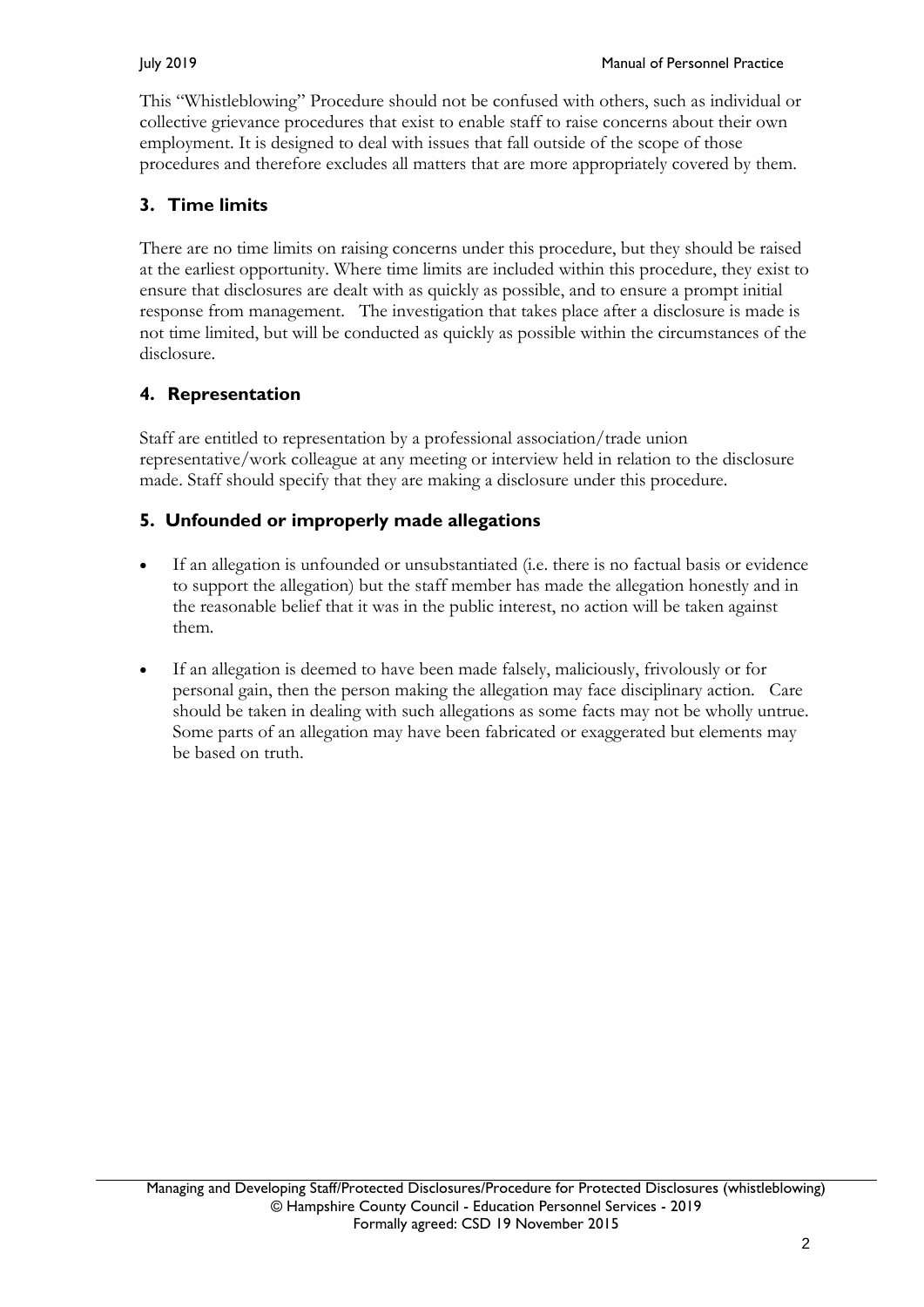This "Whistleblowing" Procedure should not be confused with others, such as individual or collective grievance procedures that exist to enable staff to raise concerns about their own employment. It is designed to deal with issues that fall outside of the scope of those procedures and therefore excludes all matters that are more appropriately covered by them.

## 3. Time limits

There are no time limits on raising concerns under this procedure, but they should be raised at the earliest opportunity. Where time limits are included within this procedure, they exist to ensure that disclosures are dealt with as quickly as possible, and to ensure a prompt initial response from management. The investigation that takes place after a disclosure is made is not time limited, but will be conducted as quickly as possible within the circumstances of the disclosure.

## 4. Representation

Staff are entitled to representation by a professional association/trade union representative/work colleague at any meeting or interview held in relation to the disclosure made. Staff should specify that they are making a disclosure under this procedure.

## 5. Unfounded or improperly made allegations

- If an allegation is unfounded or unsubstantiated (i.e. there is no factual basis or evidence to support the allegation) but the staff member has made the allegation honestly and in the reasonable belief that it was in the public interest, no action will be taken against them.

- If an allegation is deemed to have been made falsely, maliciously, frivolously or for personal gain, then the person making the allegation may face disciplinary action. Care should be taken in dealing with such allegations as some facts may not be wholly untrue. Some parts of an allegation may have been fabricated or exaggerated but elements may be based on truth.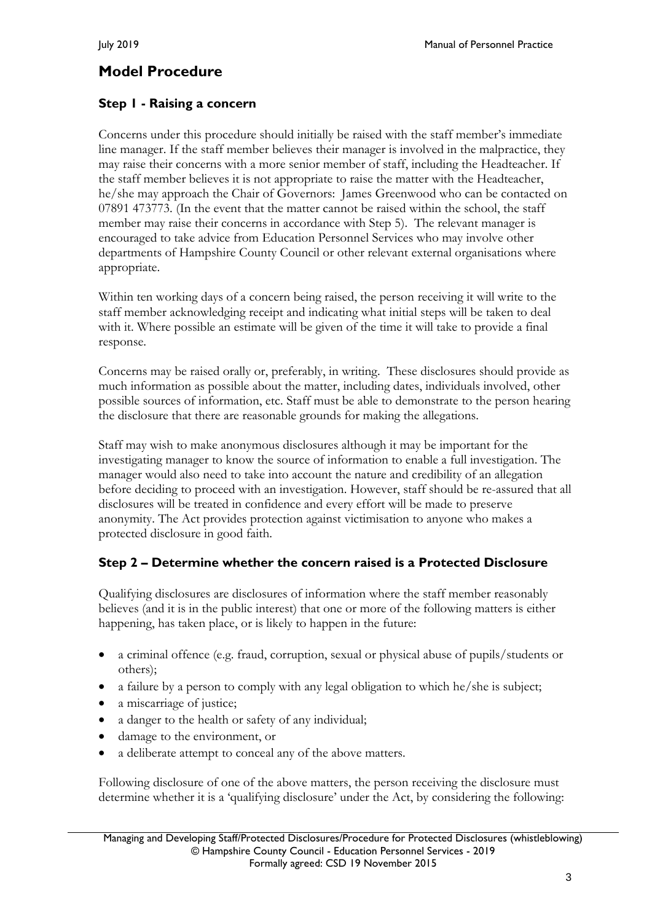## Model Procedure

### Step 1 - Raising a concern

Concerns under this procedure should initially be raised with the staff member's immediate line manager. If the staff member believes their manager is involved in the malpractice, they may raise their concerns with a more senior member of staff, including the Headteacher. If the staff member believes it is not appropriate to raise the matter with the Headteacher, he/she may approach the Chair of Governors: James Greenwood who can be contacted on 07891 473773. (In the event that the matter cannot be raised within the school, the staff member may raise their concerns in accordance with Step 5). The relevant manager is encouraged to take advice from Education Personnel Services who may involve other departments of Hampshire County Council or other relevant external organisations where appropriate.

Within ten working days of a concern being raised, the person receiving it will write to the staff member acknowledging receipt and indicating what initial steps will be taken to deal with it. Where possible an estimate will be given of the time it will take to provide a final response.

Concerns may be raised orally or, preferably, in writing. These disclosures should provide as much information as possible about the matter, including dates, individuals involved, other possible sources of information, etc. Staff must be able to demonstrate to the person hearing the disclosure that there are reasonable grounds for making the allegations.

Staff may wish to make anonymous disclosures although it may be important for the investigating manager to know the source of information to enable a full investigation. The manager would also need to take into account the nature and credibility of an allegation before deciding to proceed with an investigation. However, staff should be re-assured that all disclosures will be treated in confidence and every effort will be made to preserve anonymity. The Act provides protection against victimisation to anyone who makes a protected disclosure in good faith.

### Step 2 – Determine whether the concern raised is a Protected Disclosure

Qualifying disclosures are disclosures of information where the staff member reasonably believes (and it is in the public interest) that one or more of the following matters is either happening, has taken place, or is likely to happen in the future:

- a criminal offence (e.g. fraud, corruption, sexual or physical abuse of pupils/students or others);
- a failure by a person to comply with any legal obligation to which he/she is subject;
- a miscarriage of justice;
- a danger to the health or safety of any individual;
- damage to the environment, or
- a deliberate attempt to conceal any of the above matters.

Following disclosure of one of the above matters, the person receiving the disclosure must determine whether it is a 'qualifying disclosure' under the Act, by considering the following: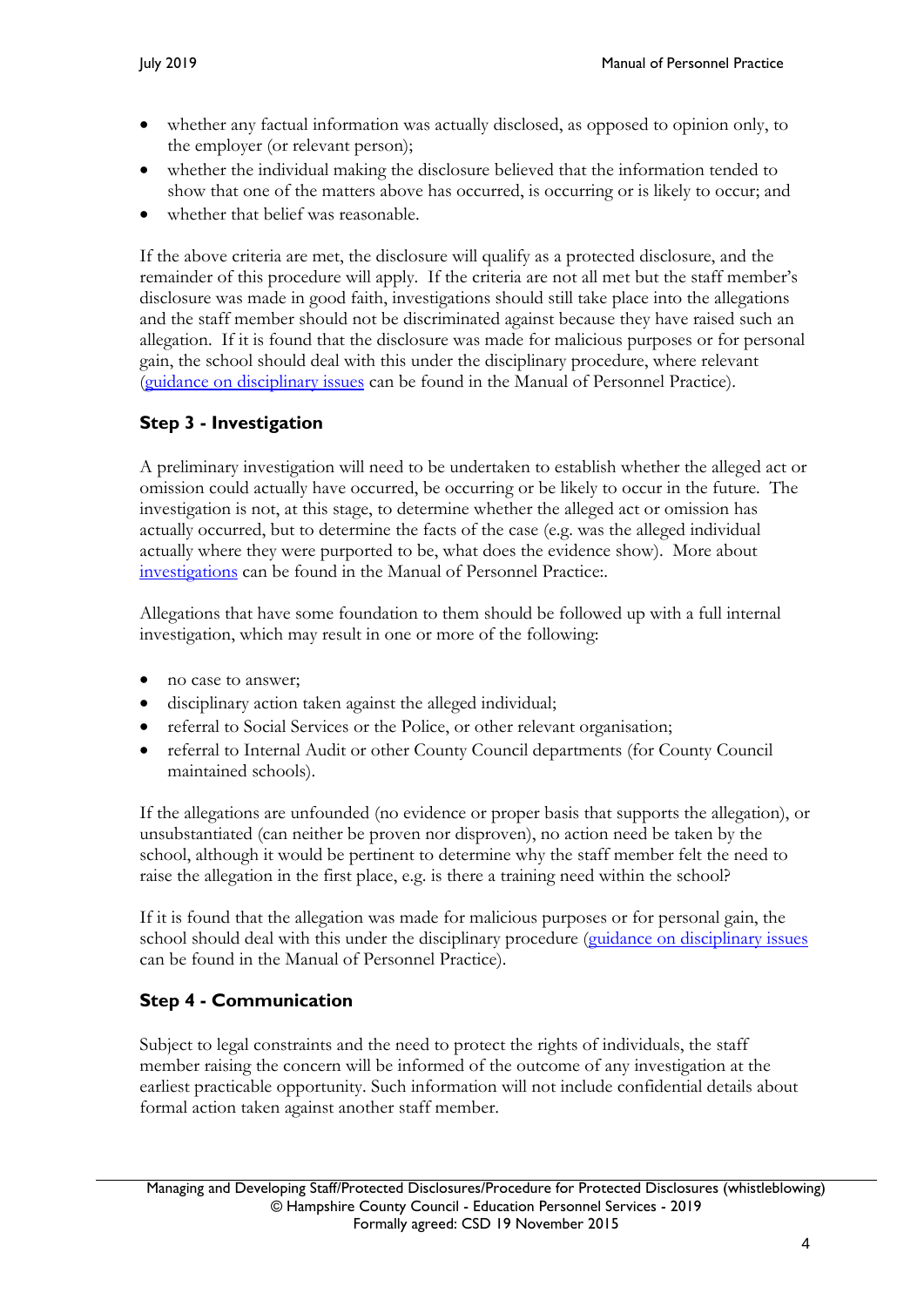- whether any factual information was actually disclosed, as opposed to opinion only, to the employer (or relevant person);
- whether the individual making the disclosure believed that the information tended to show that one of the matters above has occurred, is occurring or is likely to occur; and
- whether that belief was reasonable.

If the above criteria are met, the disclosure will qualify as a protected disclosure, and the remainder of this procedure will apply. If the criteria are not all met but the staff member's disclosure was made in good faith, investigations should still take place into the allegations and the staff member should not be discriminated against because they have raised such an allegation. If it is found that the disclosure was made for malicious purposes or for personal gain, the school should deal with this under the disciplinary procedure, where relevant (guidance on disciplinary issues can be found in the Manual of Personnel Practice).

## Step 3 - Investigation

A preliminary investigation will need to be undertaken to establish whether the alleged act or omission could actually have occurred, be occurring or be likely to occur in the future. The investigation is not, at this stage, to determine whether the alleged act or omission has actually occurred, but to determine the facts of the case (e.g. was the alleged individual actually where they were purported to be, what does the evidence show). More about investigations can be found in the Manual of Personnel Practice:.

Allegations that have some foundation to them should be followed up with a full internal investigation, which may result in one or more of the following:

- no case to answer;
- disciplinary action taken against the alleged individual;
- referral to Social Services or the Police, or other relevant organisation;
- referral to Internal Audit or other County Council departments (for County Council maintained schools).

If the allegations are unfounded (no evidence or proper basis that supports the allegation), or unsubstantiated (can neither be proven nor disproven), no action need be taken by the school, although it would be pertinent to determine why the staff member felt the need to raise the allegation in the first place, e.g. is there a training need within the school?

If it is found that the allegation was made for malicious purposes or for personal gain, the school should deal with this under the disciplinary procedure (guidance on disciplinary issues can be found in the Manual of Personnel Practice).

## Step 4 - Communication

Subject to legal constraints and the need to protect the rights of individuals, the staff member raising the concern will be informed of the outcome of any investigation at the earliest practicable opportunity. Such information will not include confidential details about formal action taken against another staff member.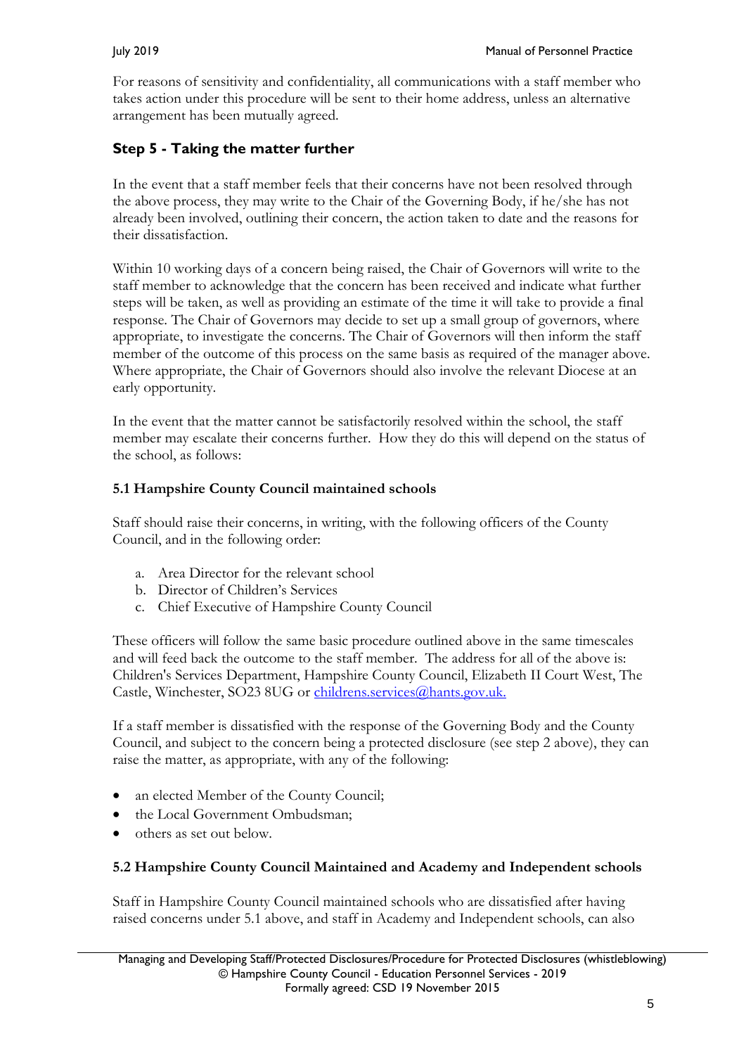For reasons of sensitivity and confidentiality, all communications with a staff member who takes action under this procedure will be sent to their home address, unless an alternative arrangement has been mutually agreed.

## Step 5 - Taking the matter further

In the event that a staff member feels that their concerns have not been resolved through the above process, they may write to the Chair of the Governing Body, if he/she has not already been involved, outlining their concern, the action taken to date and the reasons for their dissatisfaction.

Within 10 working days of a concern being raised, the Chair of Governors will write to the staff member to acknowledge that the concern has been received and indicate what further steps will be taken, as well as providing an estimate of the time it will take to provide a final response. The Chair of Governors may decide to set up a small group of governors, where appropriate, to investigate the concerns. The Chair of Governors will then inform the staff member of the outcome of this process on the same basis as required of the manager above. Where appropriate, the Chair of Governors should also involve the relevant Diocese at an early opportunity.

In the event that the matter cannot be satisfactorily resolved within the school, the staff member may escalate their concerns further. How they do this will depend on the status of the school, as follows:

### 5.1 Hampshire County Council maintained schools

Staff should raise their concerns, in writing, with the following officers of the County Council, and in the following order:

a. Area Director for the relevant school
b. Director of Children's Services
c. Chief Executive of Hampshire County Council

These officers will follow the same basic procedure outlined above in the same timescales and will feed back the outcome to the staff member. The address for all of the above is: Children's Services Department, Hampshire County Council, Elizabeth II Court West, The Castle, Winchester, SO23 8UG or childrens.services@hants.gov.uk.

If a staff member is dissatisfied with the response of the Governing Body and the County Council, and subject to the concern being a protected disclosure (see step 2 above), they can raise the matter, as appropriate, with any of the following:

- an elected Member of the County Council;
- the Local Government Ombudsman;
- others as set out below.

### 5.2 Hampshire County Council Maintained and Academy and Independent schools

Staff in Hampshire County Council maintained schools who are dissatisfied after having raised concerns under 5.1 above, and staff in Academy and Independent schools, can also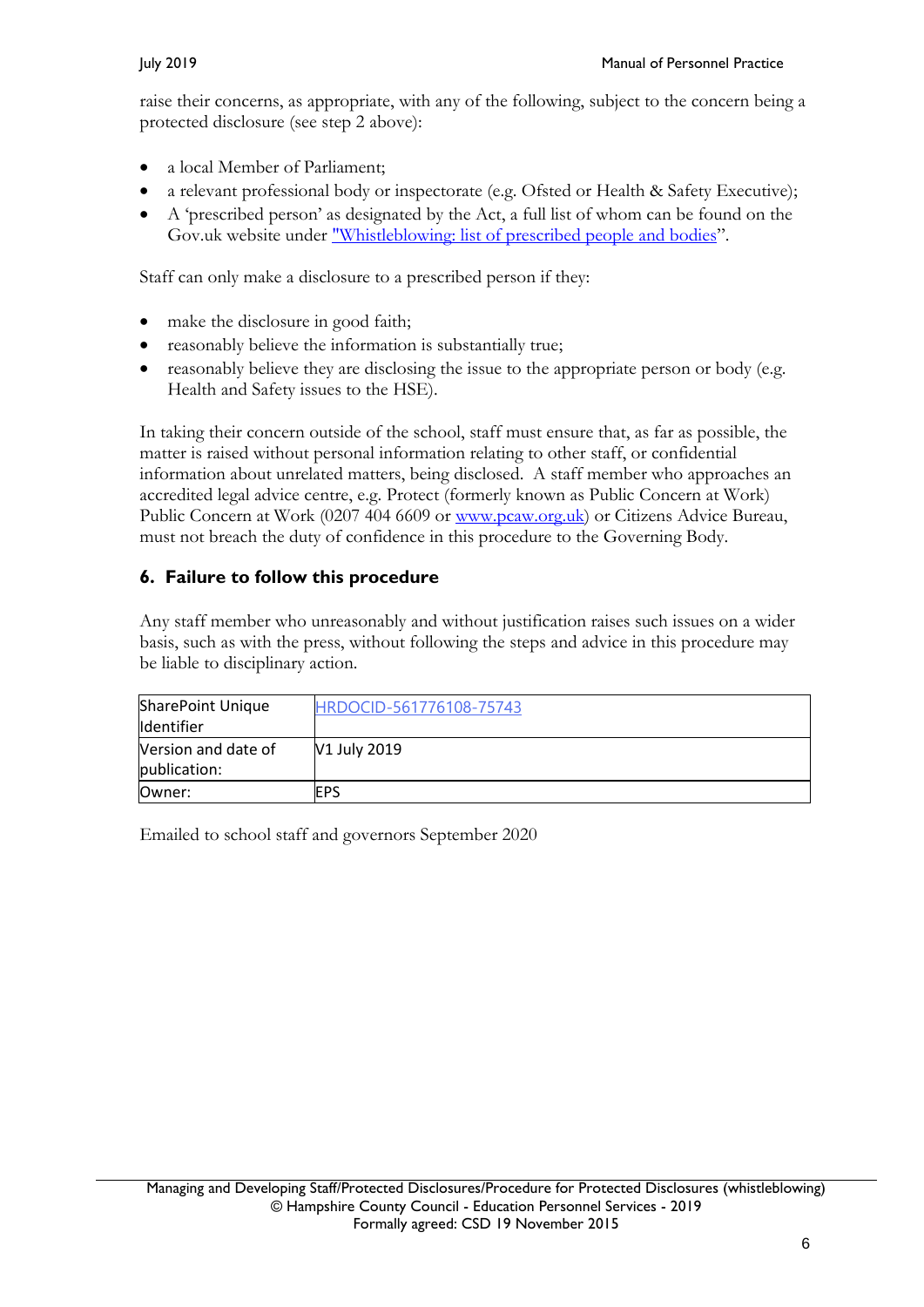raise their concerns, as appropriate, with any of the following, subject to the concern being a protected disclosure (see step 2 above):

- a local Member of Parliament;
- a relevant professional body or inspectorate (e.g. Ofsted or Health & Safety Executive);
- A 'prescribed person' as designated by the Act, a full list of whom can be found on the Gov.uk website under "Whistleblowing: list of prescribed people and bodies".

Staff can only make a disclosure to a prescribed person if they:

- make the disclosure in good faith;
- reasonably believe the information is substantially true;
- reasonably believe they are disclosing the issue to the appropriate person or body (e.g. Health and Safety issues to the HSE).

In taking their concern outside of the school, staff must ensure that, as far as possible, the matter is raised without personal information relating to other staff, or confidential information about unrelated matters, being disclosed. A staff member who approaches an accredited legal advice centre, e.g. Protect (formerly known as Public Concern at Work) Public Concern at Work (0207 404 6609 or www.pcaw.org.uk) or Citizens Advice Bureau, must not breach the duty of confidence in this procedure to the Governing Body.

## 6. Failure to follow this procedure

Any staff member who unreasonably and without justification raises such issues on a wider basis, such as with the press, without following the steps and advice in this procedure may be liable to disciplinary action.

| | |
|---|---|
| SharePoint Unique Identifier | HRDOCID-561776108-75743 |
| Version and date of publication: | V1 July 2019 |
| Owner: | EPS |

Emailed to school staff and governors September 2020